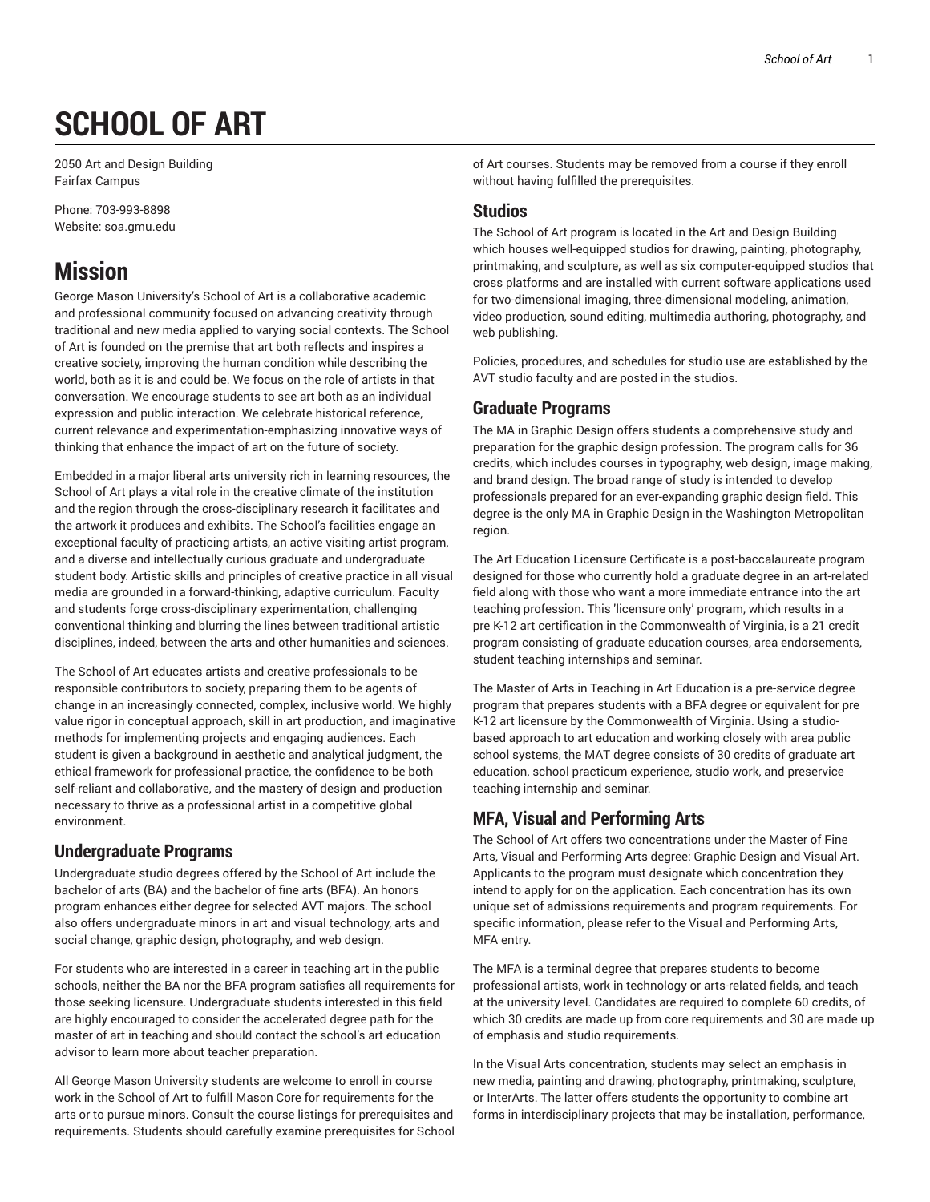# SCHOOL OF ART

2050 Art and Design Building
Fairfax Campus

Phone: 703-993-8898
Website: soa.gmu.edu

# Mission

George Mason University's School of Art is a collaborative academic and professional community focused on advancing creativity through traditional and new media applied to varying social contexts. The School of Art is founded on the premise that art both reflects and inspires a creative society, improving the human condition while describing the world, both as it is and could be. We focus on the role of artists in that conversation. We encourage students to see art both as an individual expression and public interaction. We celebrate historical reference, current relevance and experimentation-emphasizing innovative ways of thinking that enhance the impact of art on the future of society.

Embedded in a major liberal arts university rich in learning resources, the School of Art plays a vital role in the creative climate of the institution and the region through the cross-disciplinary research it facilitates and the artwork it produces and exhibits. The School's facilities engage an exceptional faculty of practicing artists, an active visiting artist program, and a diverse and intellectually curious graduate and undergraduate student body. Artistic skills and principles of creative practice in all visual media are grounded in a forward-thinking, adaptive curriculum. Faculty and students forge cross-disciplinary experimentation, challenging conventional thinking and blurring the lines between traditional artistic disciplines, indeed, between the arts and other humanities and sciences.

The School of Art educates artists and creative professionals to be responsible contributors to society, preparing them to be agents of change in an increasingly connected, complex, inclusive world. We highly value rigor in conceptual approach, skill in art production, and imaginative methods for implementing projects and engaging audiences. Each student is given a background in aesthetic and analytical judgment, the ethical framework for professional practice, the confidence to be both self-reliant and collaborative, and the mastery of design and production necessary to thrive as a professional artist in a competitive global environment.

## Undergraduate Programs

Undergraduate studio degrees offered by the School of Art include the bachelor of arts (BA) and the bachelor of fine arts (BFA). An honors program enhances either degree for selected AVT majors. The school also offers undergraduate minors in art and visual technology, arts and social change, graphic design, photography, and web design.

For students who are interested in a career in teaching art in the public schools, neither the BA nor the BFA program satisfies all requirements for those seeking licensure. Undergraduate students interested in this field are highly encouraged to consider the accelerated degree path for the master of art in teaching and should contact the school's art education advisor to learn more about teacher preparation.

All George Mason University students are welcome to enroll in course work in the School of Art to fulfill Mason Core for requirements for the arts or to pursue minors. Consult the course listings for prerequisites and requirements. Students should carefully examine prerequisites for School of Art courses. Students may be removed from a course if they enroll without having fulfilled the prerequisites.

## Studios

The School of Art program is located in the Art and Design Building which houses well-equipped studios for drawing, painting, photography, printmaking, and sculpture, as well as six computer-equipped studios that cross platforms and are installed with current software applications used for two-dimensional imaging, three-dimensional modeling, animation, video production, sound editing, multimedia authoring, photography, and web publishing.

Policies, procedures, and schedules for studio use are established by the AVT studio faculty and are posted in the studios.

## Graduate Programs

The MA in Graphic Design offers students a comprehensive study and preparation for the graphic design profession. The program calls for 36 credits, which includes courses in typography, web design, image making, and brand design. The broad range of study is intended to develop professionals prepared for an ever-expanding graphic design field. This degree is the only MA in Graphic Design in the Washington Metropolitan region.

The Art Education Licensure Certificate is a post-baccalaureate program designed for those who currently hold a graduate degree in an art-related field along with those who want a more immediate entrance into the art teaching profession. This 'licensure only' program, which results in a pre K-12 art certification in the Commonwealth of Virginia, is a 21 credit program consisting of graduate education courses, area endorsements, student teaching internships and seminar.

The Master of Arts in Teaching in Art Education is a pre-service degree program that prepares students with a BFA degree or equivalent for pre K-12 art licensure by the Commonwealth of Virginia. Using a studio-based approach to art education and working closely with area public school systems, the MAT degree consists of 30 credits of graduate art education, school practicum experience, studio work, and preservice teaching internship and seminar.

## MFA, Visual and Performing Arts

The School of Art offers two concentrations under the Master of Fine Arts, Visual and Performing Arts degree: Graphic Design and Visual Art. Applicants to the program must designate which concentration they intend to apply for on the application. Each concentration has its own unique set of admissions requirements and program requirements. For specific information, please refer to the Visual and Performing Arts, MFA entry.

The MFA is a terminal degree that prepares students to become professional artists, work in technology or arts-related fields, and teach at the university level. Candidates are required to complete 60 credits, of which 30 credits are made up from core requirements and 30 are made up of emphasis and studio requirements.

In the Visual Arts concentration, students may select an emphasis in new media, painting and drawing, photography, printmaking, sculpture, or InterArts. The latter offers students the opportunity to combine art forms in interdisciplinary projects that may be installation, performance,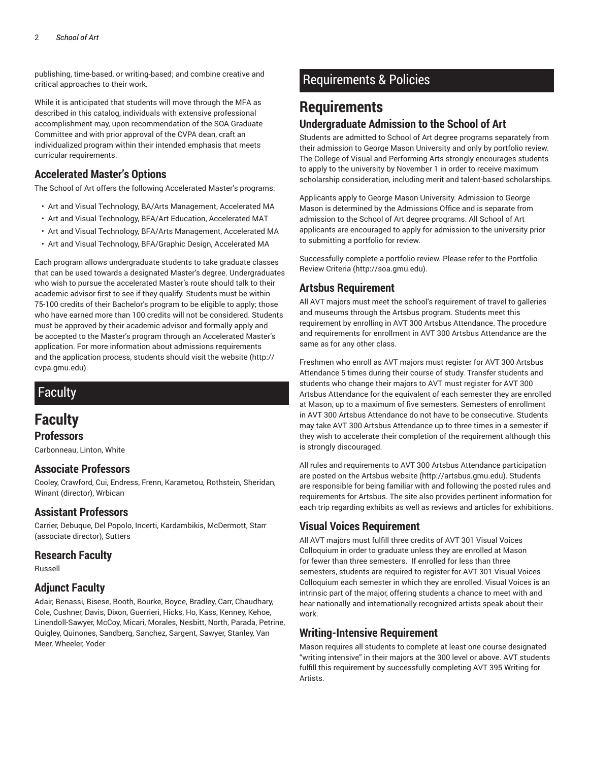publishing, time-based, or writing-based; and combine creative and critical approaches to their work.

While it is anticipated that students will move through the MFA as described in this catalog, individuals with extensive professional accomplishment may, upon recommendation of the SOA Graduate Committee and with prior approval of the CVPA dean, craft an individualized program within their intended emphasis that meets curricular requirements.

### Accelerated Master's Options

The School of Art offers the following Accelerated Master's programs:

- Art and Visual Technology, BA/Arts Management, Accelerated MA
- Art and Visual Technology, BFA/Art Education, Accelerated MAT
- Art and Visual Technology, BFA/Arts Management, Accelerated MA
- Art and Visual Technology, BFA/Graphic Design, Accelerated MA

Each program allows undergraduate students to take graduate classes that can be used towards a designated Master's degree. Undergraduates who wish to pursue the accelerated Master's route should talk to their academic advisor first to see if they qualify. Students must be within 75-100 credits of their Bachelor's program to be eligible to apply; those who have earned more than 100 credits will not be considered. Students must be approved by their academic advisor and formally apply and be accepted to the Master's program through an Accelerated Master's application. For more information about admissions requirements and the application process, students should visit the website (http://cvpa.gmu.edu).

# Faculty

## Faculty

### Professors

Carbonneau, Linton, White

### Associate Professors

Cooley, Crawford, Cui, Endress, Frenn, Karametou, Rothstein, Sheridan, Winant (director), Wrbican

### Assistant Professors

Carrier, Debuque, Del Popolo, Incerti, Kardambikis, McDermott, Starr (associate director), Sutters

### Research Faculty

Russell

### Adjunct Faculty

Adair, Benassi, Bisese, Booth, Bourke, Boyce, Bradley, Carr, Chaudhary, Cole, Cushner, Davis, Dixon, Guerrieri, Hicks, Ho, Kass, Kenney, Kehoe, Linendoll-Sawyer, McCoy, Micari, Morales, Nesbitt, North, Parada, Petrine, Quigley, Quinones, Sandberg, Sanchez, Sargent, Sawyer, Stanley, Van Meer, Wheeler, Yoder

# Requirements & Policies

## Requirements

### Undergraduate Admission to the School of Art

Students are admitted to School of Art degree programs separately from their admission to George Mason University and only by portfolio review. The College of Visual and Performing Arts strongly encourages students to apply to the university by November 1 in order to receive maximum scholarship consideration, including merit and talent-based scholarships.

Applicants apply to George Mason University. Admission to George Mason is determined by the Admissions Office and is separate from admission to the School of Art degree programs. All School of Art applicants are encouraged to apply for admission to the university prior to submitting a portfolio for review.

Successfully complete a portfolio review. Please refer to the Portfolio Review Criteria (http://soa.gmu.edu).

### Artsbus Requirement

All AVT majors must meet the school's requirement of travel to galleries and museums through the Artsbus program. Students meet this requirement by enrolling in AVT 300 Artsbus Attendance. The procedure and requirements for enrollment in AVT 300 Artsbus Attendance are the same as for any other class.

Freshmen who enroll as AVT majors must register for AVT 300 Artsbus Attendance 5 times during their course of study. Transfer students and students who change their majors to AVT must register for AVT 300 Artsbus Attendance for the equivalent of each semester they are enrolled at Mason, up to a maximum of five semesters. Semesters of enrollment in AVT 300 Artsbus Attendance do not have to be consecutive. Students may take AVT 300 Artsbus Attendance up to three times in a semester if they wish to accelerate their completion of the requirement although this is strongly discouraged.

All rules and requirements to AVT 300 Artsbus Attendance participation are posted on the Artsbus website (http://artsbus.gmu.edu). Students are responsible for being familiar with and following the posted rules and requirements for Artsbus. The site also provides pertinent information for each trip regarding exhibits as well as reviews and articles for exhibitions.

### Visual Voices Requirement

All AVT majors must fulfill three credits of AVT 301 Visual Voices Colloquium in order to graduate unless they are enrolled at Mason for fewer than three semesters. If enrolled for less than three semesters, students are required to register for AVT 301 Visual Voices Colloquium each semester in which they are enrolled. Visual Voices is an intrinsic part of the major, offering students a chance to meet with and hear nationally and internationally recognized artists speak about their work.

### Writing-Intensive Requirement

Mason requires all students to complete at least one course designated "writing intensive" in their majors at the 300 level or above. AVT students fulfill this requirement by successfully completing AVT 395 Writing for Artists.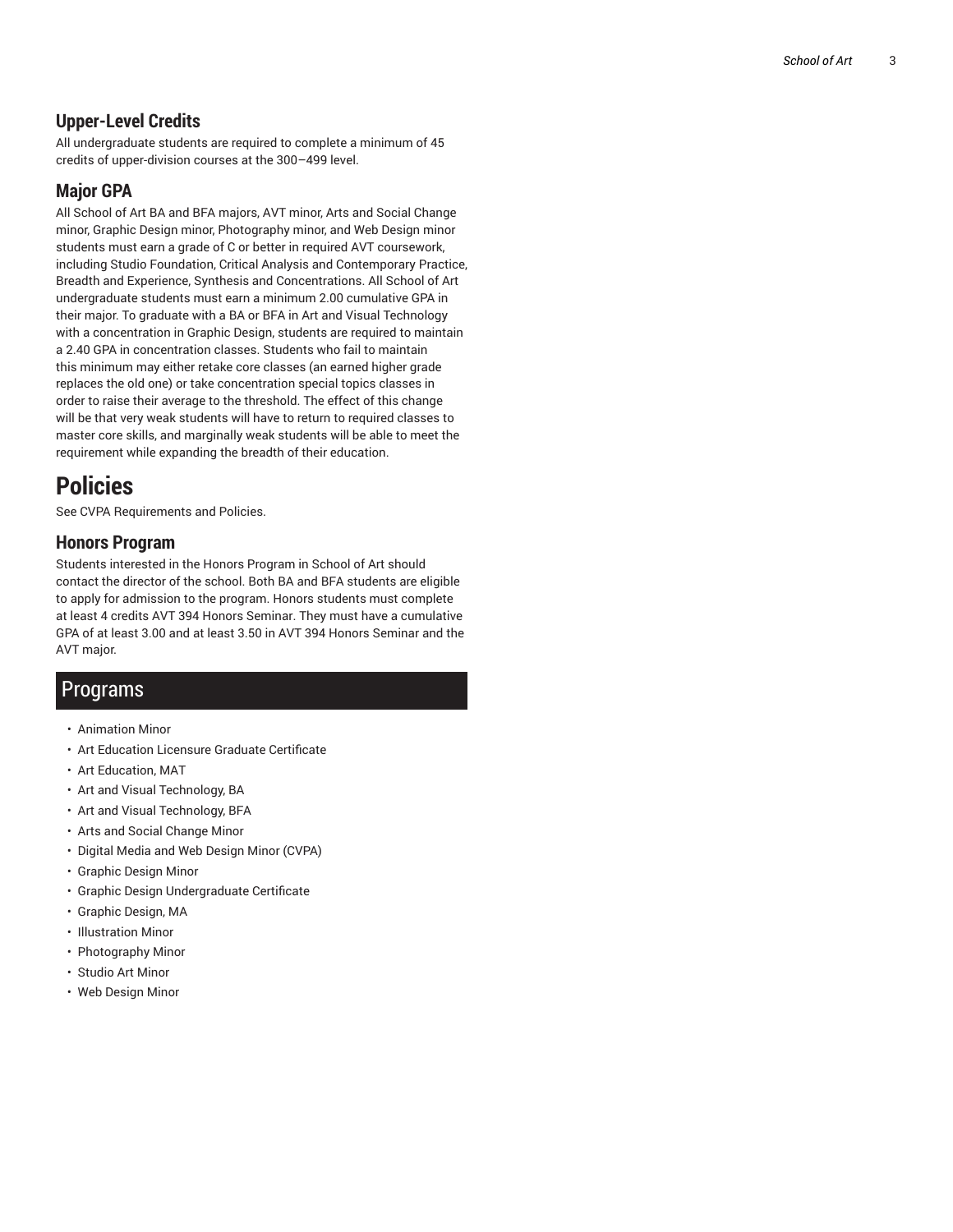### Upper-Level Credits

All undergraduate students are required to complete a minimum of 45 credits of upper-division courses at the 300–499 level.

### Major GPA

All School of Art BA and BFA majors, AVT minor, Arts and Social Change minor, Graphic Design minor, Photography minor, and Web Design minor students must earn a grade of C or better in required AVT coursework, including Studio Foundation, Critical Analysis and Contemporary Practice, Breadth and Experience, Synthesis and Concentrations. All School of Art undergraduate students must earn a minimum 2.00 cumulative GPA in their major. To graduate with a BA or BFA in Art and Visual Technology with a concentration in Graphic Design, students are required to maintain a 2.40 GPA in concentration classes. Students who fail to maintain this minimum may either retake core classes (an earned higher grade replaces the old one) or take concentration special topics classes in order to raise their average to the threshold. The effect of this change will be that very weak students will have to return to required classes to master core skills, and marginally weak students will be able to meet the requirement while expanding the breadth of their education.

## Policies

See CVPA Requirements and Policies.

### Honors Program

Students interested in the Honors Program in School of Art should contact the director of the school. Both BA and BFA students are eligible to apply for admission to the program. Honors students must complete at least 4 credits AVT 394 Honors Seminar. They must have a cumulative GPA of at least 3.00 and at least 3.50 in AVT 394 Honors Seminar and the AVT major.

## Programs

- Animation Minor
- Art Education Licensure Graduate Certificate
- Art Education, MAT
- Art and Visual Technology, BA
- Art and Visual Technology, BFA
- Arts and Social Change Minor
- Digital Media and Web Design Minor (CVPA)
- Graphic Design Minor
- Graphic Design Undergraduate Certificate
- Graphic Design, MA
- Illustration Minor
- Photography Minor
- Studio Art Minor
- Web Design Minor